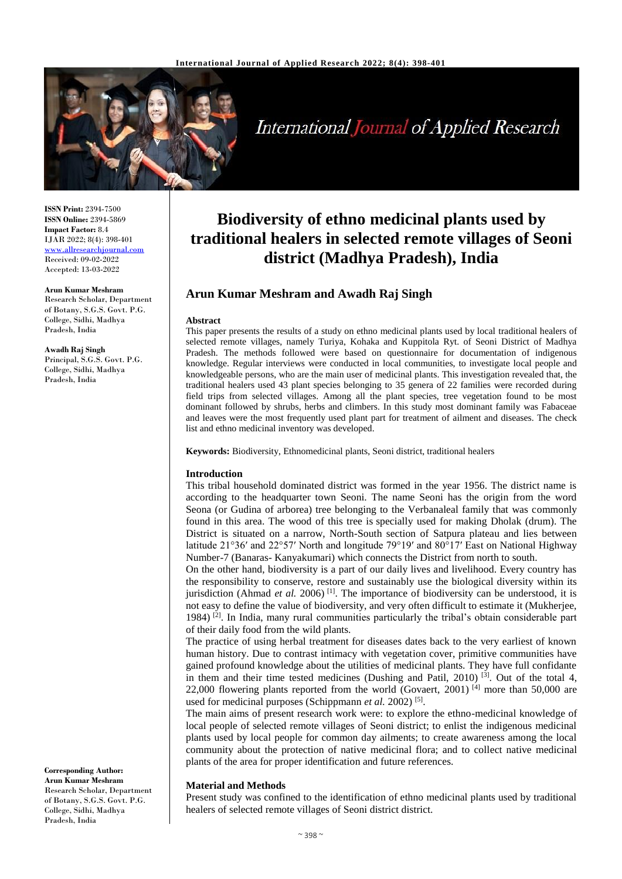**ISSN Print:** 2394-7500
**ISSN Online:** 2394-5869
**Impact Factor:** 8.4
IJAR 2022; 8(4): 398-401
www.allresearchjournal.com
Received: 09-02-2022
Accepted: 13-03-2022

**Arun Kumar Meshram**
Research Scholar, Department of Botany, S.G.S. Govt. P.G. College, Sidhi, Madhya Pradesh, India

**Awadh Raj Singh**
Principal, S.G.S. Govt. P.G. College, Sidhi, Madhya Pradesh, India

**Corresponding Author:**
**Arun Kumar Meshram**
Research Scholar, Department of Botany, S.G.S. Govt. P.G. College, Sidhi, Madhya Pradesh, India

# Biodiversity of ethno medicinal plants used by traditional healers in selected remote villages of Seoni district (Madhya Pradesh), India

## Arun Kumar Meshram and Awadh Raj Singh

**Abstract**

This paper presents the results of a study on ethno medicinal plants used by local traditional healers of selected remote villages, namely Turiya, Kohaka and Kuppitola Ryt. of Seoni District of Madhya Pradesh. The methods followed were based on questionnaire for documentation of indigenous knowledge. Regular interviews were conducted in local communities, to investigate local people and knowledgeable persons, who are the main user of medicinal plants. This investigation revealed that, the traditional healers used 43 plant species belonging to 35 genera of 22 families were recorded during field trips from selected villages. Among all the plant species, tree vegetation found to be most dominant followed by shrubs, herbs and climbers. In this study most dominant family was Fabaceae and leaves were the most frequently used plant part for treatment of ailment and diseases. The check list and ethno medicinal inventory was developed.

**Keywords:** Biodiversity, Ethnomedicinal plants, Seoni district, traditional healers

### Introduction

This tribal household dominated district was formed in the year 1956. The district name is according to the headquarter town Seoni. The name Seoni has the origin from the word Seona (or Gudina of arborea) tree belonging to the Verbanaleal family that was commonly found in this area. The wood of this tree is specially used for making Dholak (drum). The District is situated on a narrow, North-South section of Satpura plateau and lies between latitude 21°36′ and 22°57′ North and longitude 79°19′ and 80°17′ East on National Highway Number-7 (Banaras- Kanyakumari) which connects the District from north to south.

On the other hand, biodiversity is a part of our daily lives and livelihood. Every country has the responsibility to conserve, restore and sustainably use the biological diversity within its jurisdiction (Ahmad *et al.* 2006) [1]. The importance of biodiversity can be understood, it is not easy to define the value of biodiversity, and very often difficult to estimate it (Mukherjee, 1984) [2]. In India, many rural communities particularly the tribal's obtain considerable part of their daily food from the wild plants.

The practice of using herbal treatment for diseases dates back to the very earliest of known human history. Due to contrast intimacy with vegetation cover, primitive communities have gained profound knowledge about the utilities of medicinal plants. They have full confidante in them and their time tested medicines (Dushing and Patil, 2010) [3]. Out of the total 4, 22,000 flowering plants reported from the world (Govaert, 2001) [4] more than 50,000 are used for medicinal purposes (Schippmann *et al.* 2002) [5].

The main aims of present research work were: to explore the ethno-medicinal knowledge of local people of selected remote villages of Seoni district; to enlist the indigenous medicinal plants used by local people for common day ailments; to create awareness among the local community about the protection of native medicinal flora; and to collect native medicinal plants of the area for proper identification and future references.

### Material and Methods

Present study was confined to the identification of ethno medicinal plants used by traditional healers of selected remote villages of Seoni district district.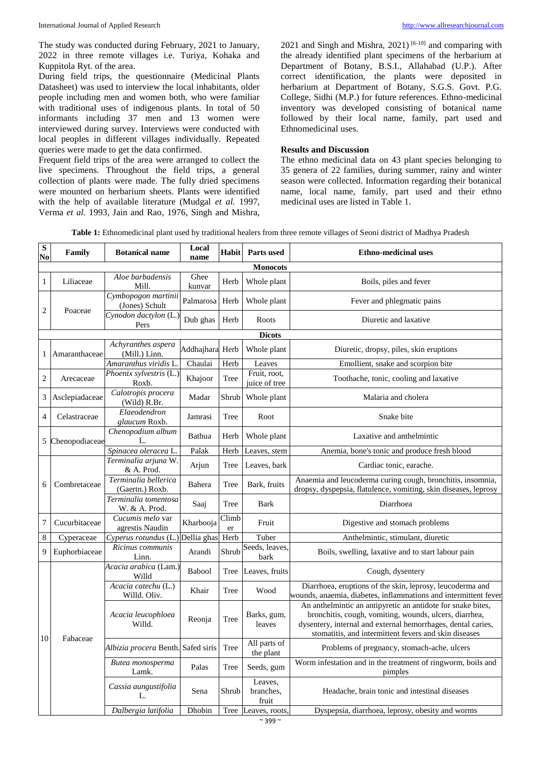The study was conducted during February, 2021 to January, 2022 in three remote villages i.e. Turiya, Kohaka and Kuppitola Ryt. of the area.

During field trips, the questionnaire (Medicinal Plants Datasheet) was used to interview the local inhabitants, older people including men and women both, who were familiar with traditional uses of indigenous plants. In total of 50 informants including 37 men and 13 women were interviewed during survey. Interviews were conducted with local peoples in different villages individually. Repeated queries were made to get the data confirmed.

Frequent field trips of the area were arranged to collect the live specimens. Throughout the field trips, a general collection of plants were made. The fully dried specimens were mounted on herbarium sheets. Plants were identified with the help of available literature (Mudgal *et al.* 1997, Verma *et al.* 1993, Jain and Rao, 1976, Singh and Mishra, 2021 and Singh and Mishra, 2021) [6-10] and comparing with the already identified plant specimens of the herbarium at Department of Botany, B.S.I., Allahabad (U.P.). After correct identification, the plants were deposited in herbarium at Department of Botany, S.G.S. Govt. P.G. College, Sidhi (M.P.) for future references. Ethno-medicinal inventory was developed consisting of botanical name followed by their local name, family, part used and Ethnomedicinal uses.

## Results and Discussion

The ethno medicinal data on 43 plant species belonging to 35 genera of 22 families, during summer, rainy and winter season were collected. Information regarding their botanical name, local name, family, part used and their ethno medicinal uses are listed in Table 1.

**Table 1:** Ethnomedicinal plant used by traditional healers from three remote villages of Seoni district of Madhya Pradesh

| S No | Family | Botanical name | Local name | Habit | Parts used | Ethno-medicinal uses |
|---|---|---|---|---|---|---|
| | | | **Monocots** | | | |
| 1 | Liliaceae | *Aloe barbadensis* Mill. | Ghee kunvar | Herb | Whole plant | Boils, piles and fever |
| 2 | Poaceae | *Cymbopogon martinii* (Jones) Schult | Palmarosa | Herb | Whole plant | Fever and phlegmatic pains |
| | | *Cynodon dactylon* (L.) Pers | Dub ghas | Herb | Roots | Diuretic and laxative |
| | | | **Dicots** | | | |
| 1 | Amaranthaceae | *Achyranthes aspera* (Mill.) Linn. | Addhajhara | Herb | Whole plant | Diuretic, dropsy, piles, skin eruptions |
| | | *Amaranthus viridis* L. | Chaulai | Herb | Leaves | Emollient, snake and scorpion bite |
| 2 | Arecaceae | *Phoenix sylvestris* (L.) Roxb. | Khajoor | Tree | Fruit, root, juice of tree | Toothache, tonic, cooling and laxative |
| 3 | Asclepiadaceae | *Calotropis procera* (Wild) R.Br. | Madar | Shrub | Whole plant | Malaria and cholera |
| 4 | Celastraceae | *Elaeodendron glaucum* Roxb. | Jamrasi | Tree | Root | Snake bite |
| 5 | Chenopodiaceae | *Chenopodium album* L. | Bathua | Herb | Whole plant | Laxative and anthelmintic |
| | | *Spinacea oleracea* L. | Palak | Herb | Leaves, stem | Anemia, bone's tonic and produce fresh blood |
| 6 | Combretaceae | *Terminalia arjuna* W. & A. Prod. | Arjun | Tree | Leaves, bark | Cardiac tonic, earache. |
| | | *Terminalia bellerica* (Gaertn.) Roxb. | Bahera | Tree | Bark, fruits | Anaemia and leucoderma curing cough, bronchitis, insomnia, dropsy, dyspepsia, flatulence, vomiting, skin diseases, leprosy |
| | | *Terminalia tomentosa* W. & A. Prod. | Saaj | Tree | Bark | Diarrhoea |
| 7 | Cucurbitaceae | *Cucumis melo* var agrestis Naudin | Kharbooja | Climber | Fruit | Digestive and stomach problems |
| 8 | Cyperaceae | *Cyperus rotundus* (L.) | Dellia ghas | Herb | Tuber | Anthelmintic, stimulant, diuretic |
| 9 | Euphorbiaceae | *Ricinus communis* Linn. | Arandi | Shrub | Seeds, leaves, bark | Boils, swelling, laxative and to start labour pain |
| 10 | Fabaceae | *Acacia arabica* (Lam.) Willd | Babool | Tree | Leaves, fruits | Cough, dysentery |
| | | *Acacia catechu* (L.) Willd. Oliv. | Khair | Tree | Wood | Diarrhoea, eruptions of the skin, leprosy, leucoderma and wounds, anaemia, diabetes, inflammations and intermittent fever |
| | | *Acacia leucophloea* Willd. | Reonja | Tree | Barks, gum, leaves | An anthelmintic an antipyretic an antidote for snake bites, bronchitis, cough, vomiting, wounds, ulcers, diarrhea, dysentery, internal and external hemorrhages, dental caries, stomatitis, and intermittent fevers and skin diseases |
| | | *Albizia procera* Benth. | Safed siris | Tree | All parts of the plant | Problems of pregnancy, stomach-ache, ulcers |
| | | *Butea monosperma* Lamk. | Palas | Tree | Seeds, gum | Worm infestation and in the treatment of ringworm, boils and pimples |
| | | *Cassia aungustifolia* L. | Sena | Shrub | Leaves, branches, fruit | Headache, brain tonic and intestinal diseases |
| | | *Dalbergia latifolia* | Dhobin | Tree | Leaves, roots, | Dyspepsia, diarrhoea, leprosy, obesity and worms |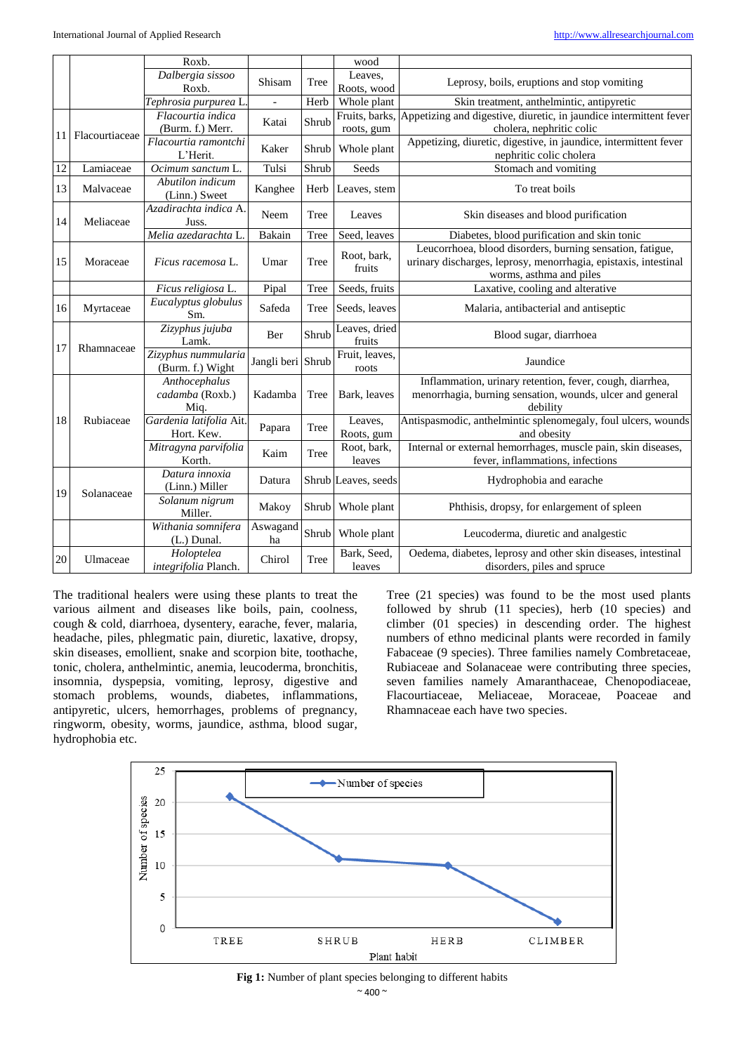| | | Roxb. | | | wood | |
|---|---|---|---|---|---|---|
| | | *Dalbergia sissoo* Roxb. | Shisam | Tree | Leaves, Roots, wood | Leprosy, boils, eruptions and stop vomiting |
| | | *Tephrosia purpurea* L. | - | Herb | Whole plant | Skin treatment, anthelmintic, antipyretic |
| 11 | Flacourtiaceae | *Flacourtia indica* (Burm. f.) Merr. | Katai | Shrub | Fruits, barks, roots, gum | Appetizing and digestive, diuretic, in jaundice intermittent fever cholera, nephritic colic |
| | | *Flacourtia ramontchi* L'Herit. | Kaker | Shrub | Whole plant | Appetizing, diuretic, digestive, in jaundice, intermittent fever nephritic colic cholera |
| 12 | Lamiaceae | *Ocimum sanctum* L. | Tulsi | Shrub | Seeds | Stomach and vomiting |
| 13 | Malvaceae | *Abutilon indicum* (Linn.) Sweet | Kanghee | Herb | Leaves, stem | To treat boils |
| 14 | Meliaceae | *Azadirachta indica* A. Juss. | Neem | Tree | Leaves | Skin diseases and blood purification |
| | | *Melia azedarachta* L. | Bakain | Tree | Seed, leaves | Diabetes, blood purification and skin tonic |
| 15 | Moraceae | *Ficus racemosa* L. | Umar | Tree | Root, bark, fruits | Leucorrhoea, blood disorders, burning sensation, fatigue, urinary discharges, leprosy, menorrhagia, epistaxis, intestinal worms, asthma and piles |
| | | *Ficus religiosa* L. | Pipal | Tree | Seeds, fruits | Laxative, cooling and alterative |
| 16 | Myrtaceae | *Eucalyptus globulus* Sm. | Safeda | Tree | Seeds, leaves | Malaria, antibacterial and antiseptic |
| 17 | Rhamnaceae | *Zizyphus jujuba* Lamk. | Ber | Shrub | Leaves, dried fruits | Blood sugar, diarrhoea |
| | | *Zizyphus nummularia* (Burm. f.) Wight | Jangli beri | Shrub | Fruit, leaves, roots | Jaundice |
| 18 | Rubiaceae | *Anthocephalus cadamba* (Roxb.) Miq. | Kadamba | Tree | Bark, leaves | Inflammation, urinary retention, fever, cough, diarrhea, menorrhagia, burning sensation, wounds, ulcer and general debility |
| | | *Gardenia latifolia* Ait. Hort. Kew. | Papara | Tree | Leaves, Roots, gum | Antispasmodic, anthelmintic splenomegaly, foul ulcers, wounds and obesity |
| | | *Mitragyna parvifolia* Korth. | Kaim | Tree | Root, bark, leaves | Internal or external hemorrhages, muscle pain, skin diseases, fever, inflammations, infections |
| 19 | Solanaceae | *Datura innoxia* (Linn.) Miller | Datura | Shrub | Leaves, seeds | Hydrophobia and earache |
| | | *Solanum nigrum* Miller. | Makoy | Shrub | Whole plant | Phthisis, dropsy, for enlargement of spleen |
| | | *Withania somnifera* (L.) Dunal. | Aswagandha | Shrub | Whole plant | Leucoderma, diuretic and analgestic |
| 20 | Ulmaceae | *Holoptelea integrifolia* Planch. | Chirol | Tree | Bark, Seed, leaves | Oedema, diabetes, leprosy and other skin diseases, intestinal disorders, piles and spruce |

The traditional healers were using these plants to treat the various ailment and diseases like boils, pain, coolness, cough & cold, diarrhoea, dysentery, earache, fever, malaria, headache, piles, phlegmatic pain, diuretic, laxative, dropsy, skin diseases, emollient, snake and scorpion bite, toothache, tonic, cholera, anthelmintic, anemia, leucoderma, bronchitis, insomnia, dyspepsia, vomiting, leprosy, digestive and stomach problems, wounds, diabetes, inflammations, antipyretic, ulcers, hemorrhages, problems of pregnancy, ringworm, obesity, worms, jaundice, asthma, blood sugar, hydrophobia etc.

Tree (21 species) was found to be the most used plants followed by shrub (11 species), herb (10 species) and climber (01 species) in descending order. The highest numbers of ethno medicinal plants were recorded in family Fabaceae (9 species). Three families namely Combretaceae, Rubiaceae and Solanaceae were contributing three species, seven families namely Amaranthaceae, Chenopodiaceae, Flacourtiaceae, Meliaceae, Moraceae, Poaceae and Rhamnaceae each have two species.

**Fig 1:** Number of plant species belonging to different habits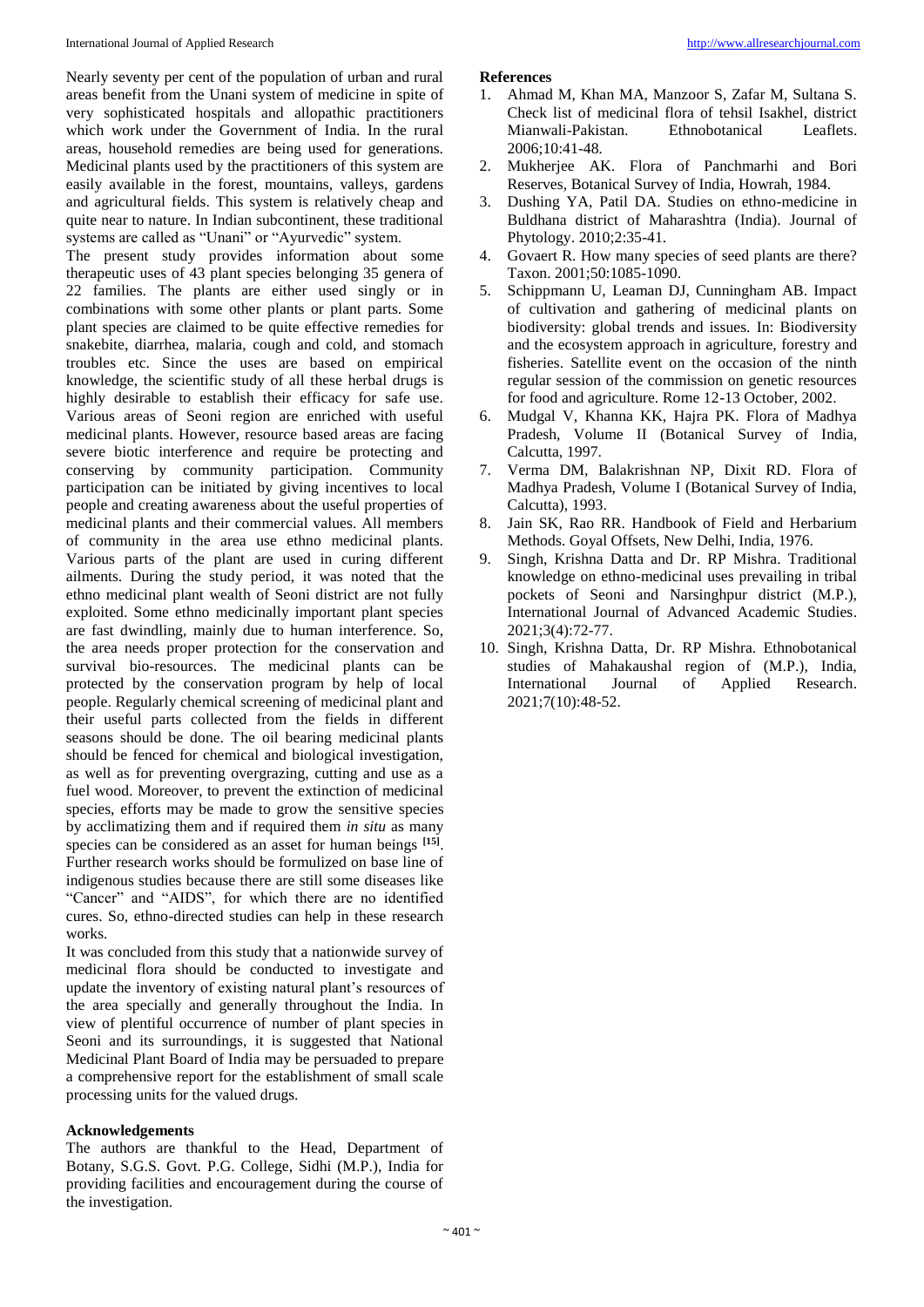Nearly seventy per cent of the population of urban and rural areas benefit from the Unani system of medicine in spite of very sophisticated hospitals and allopathic practitioners which work under the Government of India. In the rural areas, household remedies are being used for generations. Medicinal plants used by the practitioners of this system are easily available in the forest, mountains, valleys, gardens and agricultural fields. This system is relatively cheap and quite near to nature. In Indian subcontinent, these traditional systems are called as "Unani" or "Ayurvedic" system.

The present study provides information about some therapeutic uses of 43 plant species belonging 35 genera of 22 families. The plants are either used singly or in combinations with some other plants or plant parts. Some plant species are claimed to be quite effective remedies for snakebite, diarrhea, malaria, cough and cold, and stomach troubles etc. Since the uses are based on empirical knowledge, the scientific study of all these herbal drugs is highly desirable to establish their efficacy for safe use. Various areas of Seoni region are enriched with useful medicinal plants. However, resource based areas are facing severe biotic interference and require be protecting and conserving by community participation. Community participation can be initiated by giving incentives to local people and creating awareness about the useful properties of medicinal plants and their commercial values. All members of community in the area use ethno medicinal plants. Various parts of the plant are used in curing different ailments. During the study period, it was noted that the ethno medicinal plant wealth of Seoni district are not fully exploited. Some ethno medicinally important plant species are fast dwindling, mainly due to human interference. So, the area needs proper protection for the conservation and survival bio-resources. The medicinal plants can be protected by the conservation program by help of local people. Regularly chemical screening of medicinal plant and their useful parts collected from the fields in different seasons should be done. The oil bearing medicinal plants should be fenced for chemical and biological investigation, as well as for preventing overgrazing, cutting and use as a fuel wood. Moreover, to prevent the extinction of medicinal species, efforts may be made to grow the sensitive species by acclimatizing them and if required them *in situ* as many species can be considered as an asset for human beings [15]. Further research works should be formulized on base line of indigenous studies because there are still some diseases like "Cancer" and "AIDS", for which there are no identified cures. So, ethno-directed studies can help in these research works.

It was concluded from this study that a nationwide survey of medicinal flora should be conducted to investigate and update the inventory of existing natural plant's resources of the area specially and generally throughout the India. In view of plentiful occurrence of number of plant species in Seoni and its surroundings, it is suggested that National Medicinal Plant Board of India may be persuaded to prepare a comprehensive report for the establishment of small scale processing units for the valued drugs.

## Acknowledgements

The authors are thankful to the Head, Department of Botany, S.G.S. Govt. P.G. College, Sidhi (M.P.), India for providing facilities and encouragement during the course of the investigation.

## References

1. Ahmad M, Khan MA, Manzoor S, Zafar M, Sultana S. Check list of medicinal flora of tehsil Isakhel, district Mianwali-Pakistan. Ethnobotanical Leaflets. 2006;10:41-48.
2. Mukherjee AK. Flora of Panchmarhi and Bori Reserves, Botanical Survey of India, Howrah, 1984.
3. Dushing YA, Patil DA. Studies on ethno-medicine in Buldhana district of Maharashtra (India). Journal of Phytology. 2010;2:35-41.
4. Govaert R. How many species of seed plants are there? Taxon. 2001;50:1085-1090.
5. Schippmann U, Leaman DJ, Cunningham AB. Impact of cultivation and gathering of medicinal plants on biodiversity: global trends and issues. In: Biodiversity and the ecosystem approach in agriculture, forestry and fisheries. Satellite event on the occasion of the ninth regular session of the commission on genetic resources for food and agriculture. Rome 12-13 October, 2002.
6. Mudgal V, Khanna KK, Hajra PK. Flora of Madhya Pradesh, Volume II (Botanical Survey of India, Calcutta, 1997.
7. Verma DM, Balakrishnan NP, Dixit RD. Flora of Madhya Pradesh, Volume I (Botanical Survey of India, Calcutta), 1993.
8. Jain SK, Rao RR. Handbook of Field and Herbarium Methods. Goyal Offsets, New Delhi, India, 1976.
9. Singh, Krishna Datta and Dr. RP Mishra. Traditional knowledge on ethno-medicinal uses prevailing in tribal pockets of Seoni and Narsinghpur district (M.P.), International Journal of Advanced Academic Studies. 2021;3(4):72-77.
10. Singh, Krishna Datta, Dr. RP Mishra. Ethnobotanical studies of Mahakaushal region of (M.P.), India, International Journal of Applied Research. 2021;7(10):48-52.